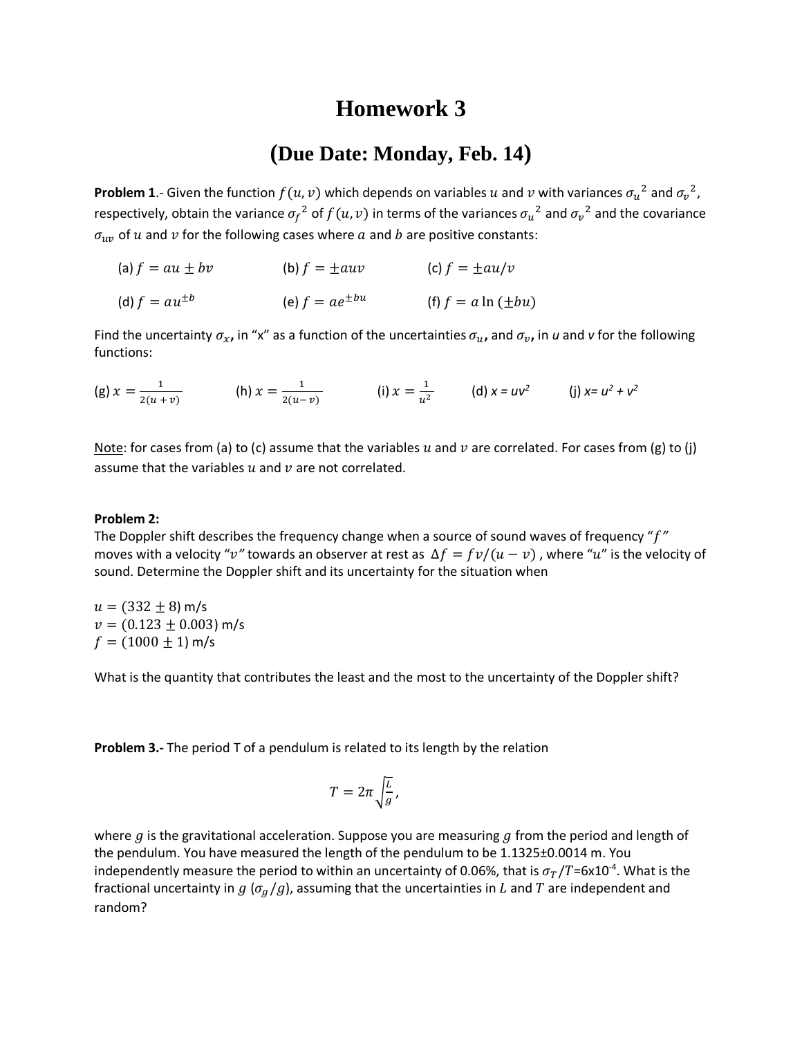# Homework 3

## (Due Date: Monday, Feb. 14)

**Problem 1**.- Given the function $f(u, v)$ which depends on variables $u$ and $v$ with variances ${\sigma_u}^2$ and ${\sigma_v}^2$, respectively, obtain the variance ${\sigma_f}^2$ of $f(u, v)$ in terms of the variances ${\sigma_u}^2$ and ${\sigma_v}^2$ and the covariance $\sigma_{uv}$ of $u$ and $v$ for the following cases where $a$ and $b$ are positive constants:

(a) $f = au \pm bv$ (b) $f = \pm auv$ (c) $f = \pm au/v$

(d) $f = au^{\pm b}$ (e) $f = ae^{\pm bu}$ (f) $f = a\ln(\pm bu)$

Find the uncertainty $\sigma_x$, in "x" as a function of the uncertainties $\sigma_u$, and $\sigma_v$, in $u$ and $v$ for the following functions:

(g) $x = \frac{1}{2(u+v)}$ (h) $x = \frac{1}{2(u-v)}$ (i) $x = \frac{1}{u^2}$ (d) $x = uv^2$ (j) $x = u^2 + v^2$

Note: for cases from (a) to (c) assume that the variables $u$ and $v$ are correlated. For cases from (g) to (j) assume that the variables $u$ and $v$ are not correlated.

**Problem 2:**

The Doppler shift describes the frequency change when a source of sound waves of frequency "$f$" moves with a velocity "$v$" towards an observer at rest as $\Delta f = fv/(u - v)$, where "$u$" is the velocity of sound. Determine the Doppler shift and its uncertainty for the situation when

$u = (332 \pm 8)$ m/s
$v = (0.123 \pm 0.003)$ m/s
$f = (1000 \pm 1)$ m/s

What is the quantity that contributes the least and the most to the uncertainty of the Doppler shift?

**Problem 3.-** The period T of a pendulum is related to its length by the relation

$$T = 2\pi\sqrt{\frac{L}{g}},$$

where $g$ is the gravitational acceleration. Suppose you are measuring $g$ from the period and length of the pendulum. You have measured the length of the pendulum to be 1.1325±0.0014 m. You independently measure the period to within an uncertainty of 0.06%, that is $\sigma_T/T$=6x10$^{-4}$. What is the fractional uncertainty in $g$ ($\sigma_g/g$), assuming that the uncertainties in $L$ and $T$ are independent and random?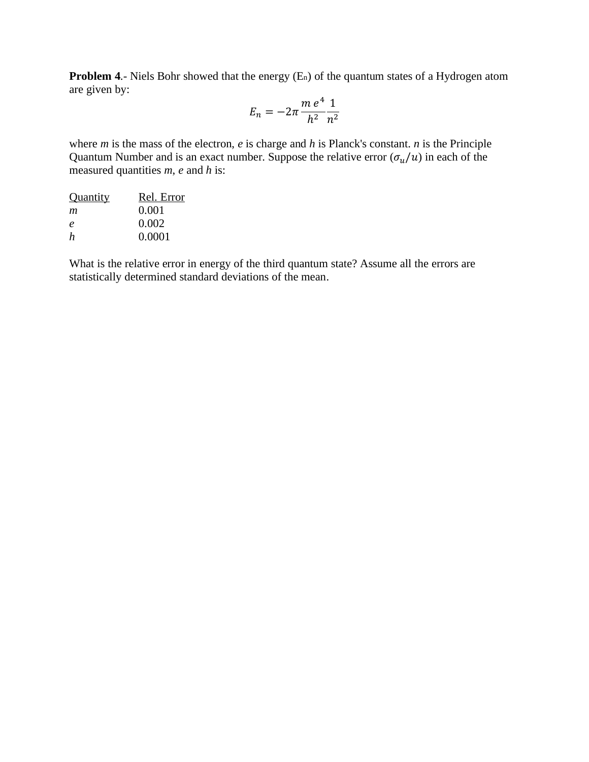**Problem 4**.- Niels Bohr showed that the energy ($E_n$) of the quantum states of a Hydrogen atom are given by:

$$E_n = -2\pi \frac{m\, e^4}{h^2} \frac{1}{n^2}$$

where *m* is the mass of the electron, *e* is charge and *h* is Planck's constant. *n* is the Principle Quantum Number and is an exact number. Suppose the relative error ($\sigma_u / u$) in each of the measured quantities *m*, *e* and *h* is:

| Quantity | Rel. Error |
|---|---|
| *m* | 0.001 |
| *e* | 0.002 |
| *h* | 0.0001 |

What is the relative error in energy of the third quantum state? Assume all the errors are statistically determined standard deviations of the mean.